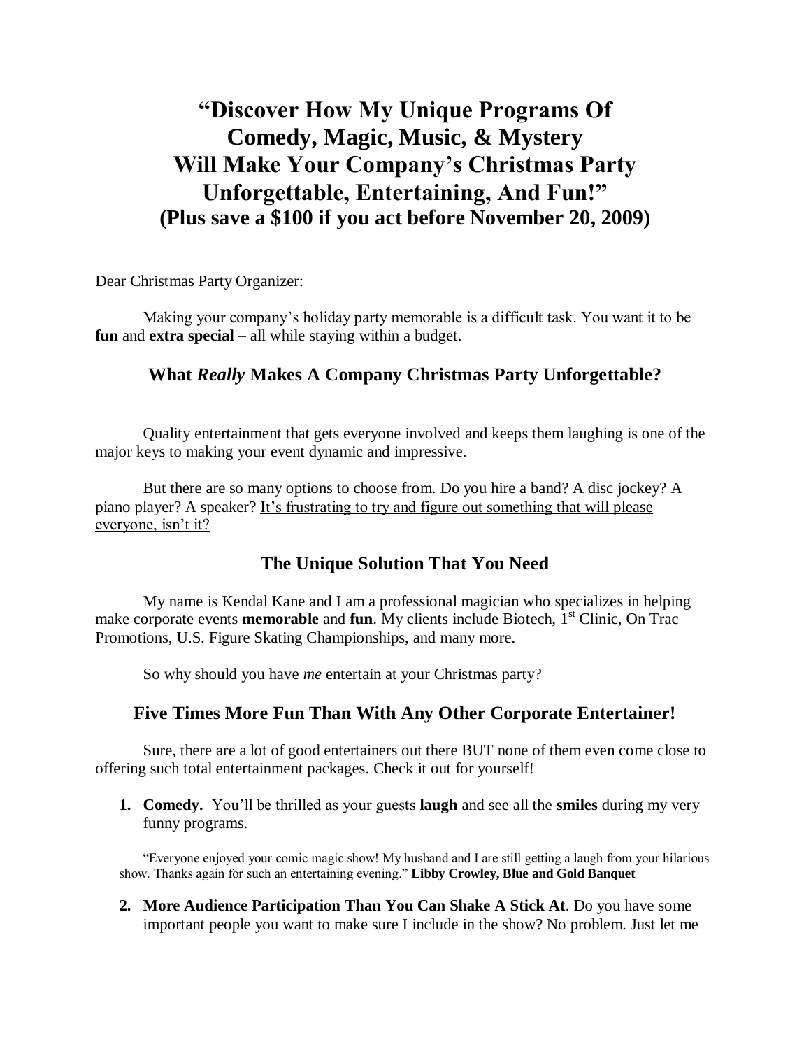# "Discover How My Unique Programs Of Comedy, Magic, Music, & Mystery Will Make Your Company's Christmas Party Unforgettable, Entertaining, And Fun!"

**(Plus save a $100 if you act before November 20, 2009)**

Dear Christmas Party Organizer:

Making your company's holiday party memorable is a difficult task. You want it to be **fun** and **extra special** – all while staying within a budget.

## What *Really* Makes A Company Christmas Party Unforgettable?

Quality entertainment that gets everyone involved and keeps them laughing is one of the major keys to making your event dynamic and impressive.

But there are so many options to choose from. Do you hire a band? A disc jockey? A piano player? A speaker? It's frustrating to try and figure out something that will please everyone, isn't it?

## The Unique Solution That You Need

My name is Kendal Kane and I am a professional magician who specializes in helping make corporate events **memorable** and **fun**. My clients include Biotech, 1st Clinic, On Trac Promotions, U.S. Figure Skating Championships, and many more.

So why should you have *me* entertain at your Christmas party?

## Five Times More Fun Than With Any Other Corporate Entertainer!

Sure, there are a lot of good entertainers out there BUT none of them even come close to offering such total entertainment packages. Check it out for yourself!

1. **Comedy.** You'll be thrilled as your guests **laugh** and see all the **smiles** during my very funny programs.

   "Everyone enjoyed your comic magic show! My husband and I are still getting a laugh from your hilarious show. Thanks again for such an entertaining evening." **Libby Crowley, Blue and Gold Banquet**

2. **More Audience Participation Than You Can Shake A Stick At**. Do you have some important people you want to make sure I include in the show? No problem. Just let me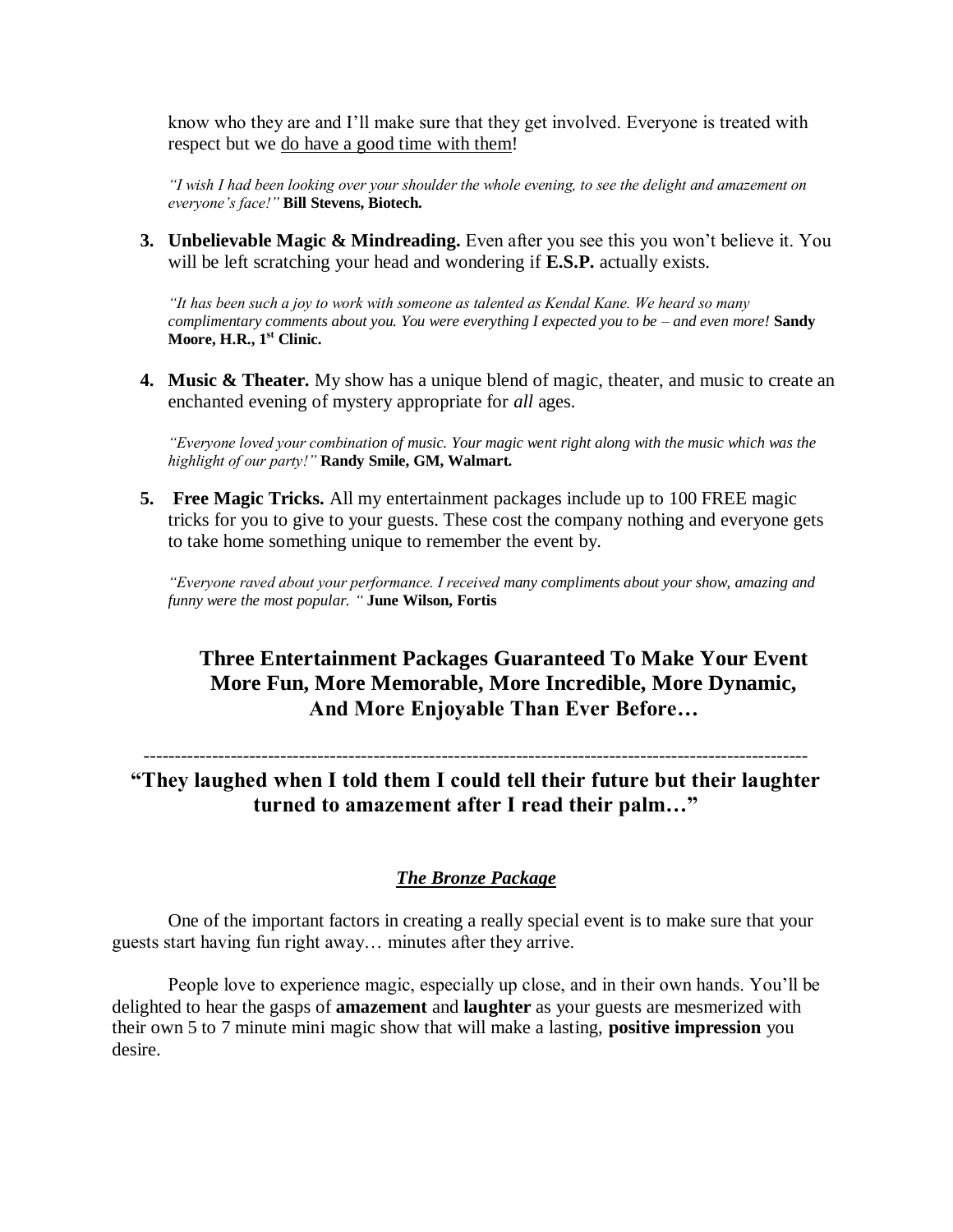know who they are and I'll make sure that they get involved. Everyone is treated with respect but we <u>do have a good time with them</u>!

*"I wish I had been looking over your shoulder the whole evening, to see the delight and amazement on everyone's face!"* **Bill Stevens, Biotech.**

3. **Unbelievable Magic & Mindreading.** Even after you see this you won't believe it. You will be left scratching your head and wondering if **E.S.P.** actually exists.

   *"It has been such a joy to work with someone as talented as Kendal Kane. We heard so many complimentary comments about you. You were everything I expected you to be – and even more!* **Sandy Moore, H.R., 1st Clinic.**

4. **Music & Theater.** My show has a unique blend of magic, theater, and music to create an enchanted evening of mystery appropriate for *all* ages.

   *"Everyone loved your combination of music. Your magic went right along with the music which was the highlight of our party!"* **Randy Smile, GM, Walmart.**

5. **Free Magic Tricks.** All my entertainment packages include up to 100 FREE magic tricks for you to give to your guests. These cost the company nothing and everyone gets to take home something unique to remember the event by.

   *"Everyone raved about your performance. I received many compliments about your show, amazing and funny were the most popular. "* **June Wilson, Fortis**

## Three Entertainment Packages Guaranteed To Make Your Event More Fun, More Memorable, More Incredible, More Dynamic, And More Enjoyable Than Ever Before…

---

## "They laughed when I told them I could tell their future but their laughter turned to amazement after I read their palm…"

### ***<u>The Bronze Package</u>***

One of the important factors in creating a really special event is to make sure that your guests start having fun right away… minutes after they arrive.

People love to experience magic, especially up close, and in their own hands. You'll be delighted to hear the gasps of **amazement** and **laughter** as your guests are mesmerized with their own 5 to 7 minute mini magic show that will make a lasting, **positive impression** you desire.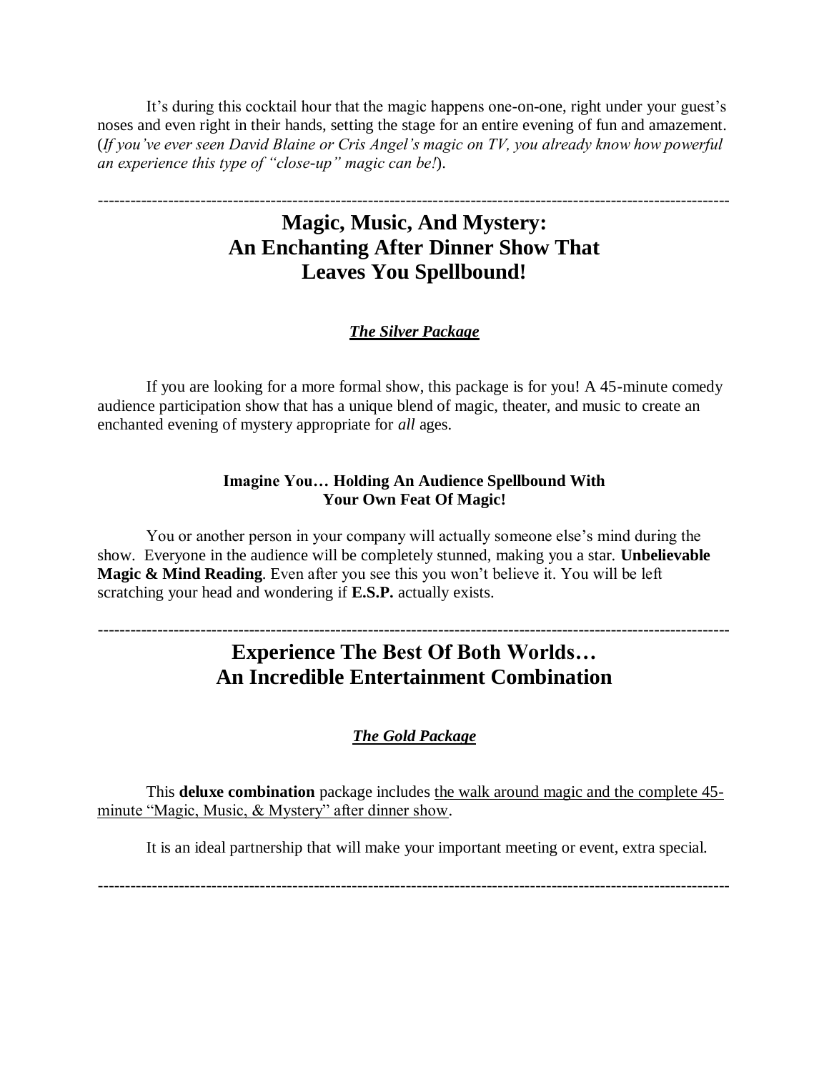It's during this cocktail hour that the magic happens one-on-one, right under your guest's noses and even right in their hands, setting the stage for an entire evening of fun and amazement. (*If you've ever seen David Blaine or Cris Angel's magic on TV, you already know how powerful an experience this type of "close-up" magic can be!*).

---

## Magic, Music, And Mystery: An Enchanting After Dinner Show That Leaves You Spellbound!

***The Silver Package***

If you are looking for a more formal show, this package is for you! A 45-minute comedy audience participation show that has a unique blend of magic, theater, and music to create an enchanted evening of mystery appropriate for *all* ages.

**Imagine You… Holding An Audience Spellbound With Your Own Feat Of Magic!**

You or another person in your company will actually someone else's mind during the show. Everyone in the audience will be completely stunned, making you a star. **Unbelievable Magic & Mind Reading**. Even after you see this you won't believe it. You will be left scratching your head and wondering if **E.S.P.** actually exists.

---

## Experience The Best Of Both Worlds… An Incredible Entertainment Combination

***The Gold Package***

This **deluxe combination** package includes the walk around magic and the complete 45-minute "Magic, Music, & Mystery" after dinner show.

It is an ideal partnership that will make your important meeting or event, extra special.

---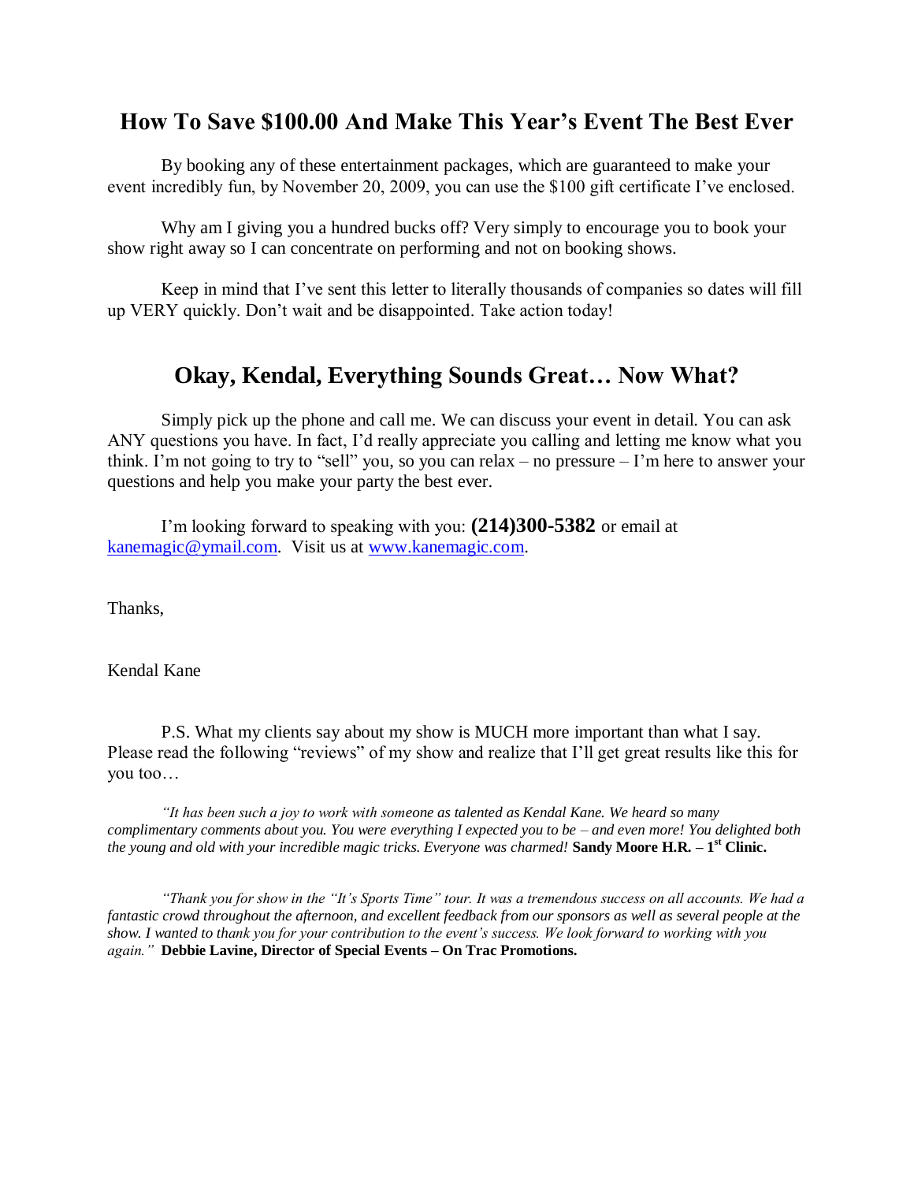## How To Save $100.00 And Make This Year's Event The Best Ever

By booking any of these entertainment packages, which are guaranteed to make your event incredibly fun, by November 20, 2009, you can use the $100 gift certificate I've enclosed.

Why am I giving you a hundred bucks off? Very simply to encourage you to book your show right away so I can concentrate on performing and not on booking shows.

Keep in mind that I've sent this letter to literally thousands of companies so dates will fill up VERY quickly. Don't wait and be disappointed. Take action today!

## Okay, Kendal, Everything Sounds Great… Now What?

Simply pick up the phone and call me. We can discuss your event in detail. You can ask ANY questions you have. In fact, I'd really appreciate you calling and letting me know what you think. I'm not going to try to "sell" you, so you can relax – no pressure – I'm here to answer your questions and help you make your party the best ever.

I'm looking forward to speaking with you: **(214)300-5382** or email at kanemagic@ymail.com. Visit us at www.kanemagic.com.

Thanks,

Kendal Kane

P.S. What my clients say about my show is MUCH more important than what I say. Please read the following "reviews" of my show and realize that I'll get great results like this for you too…

*"It has been such a joy to work with someone as talented as Kendal Kane. We heard so many complimentary comments about you. You were everything I expected you to be – and even more! You delighted both the young and old with your incredible magic tricks. Everyone was charmed!* **Sandy Moore H.R. – 1st Clinic.**

*"Thank you for show in the "It's Sports Time" tour. It was a tremendous success on all accounts. We had a fantastic crowd throughout the afternoon, and excellent feedback from our sponsors as well as several people at the show. I wanted to thank you for your contribution to the event's success. We look forward to working with you again."* **Debbie Lavine, Director of Special Events – On Trac Promotions.**